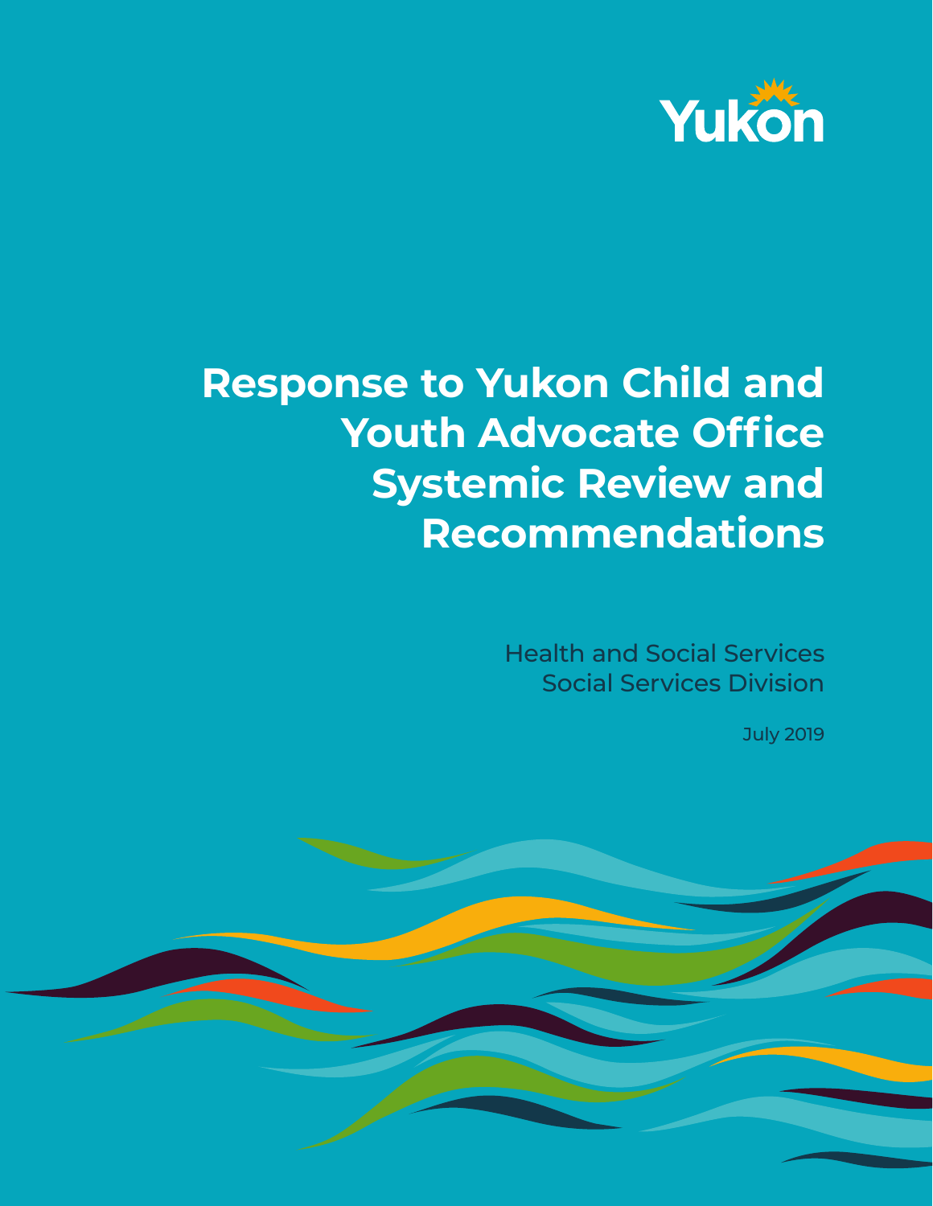Yukon

# Response to Yukon Child and Youth Advocate Office Systemic Review and Recommendations

Health and Social Services
Social Services Division

July 2019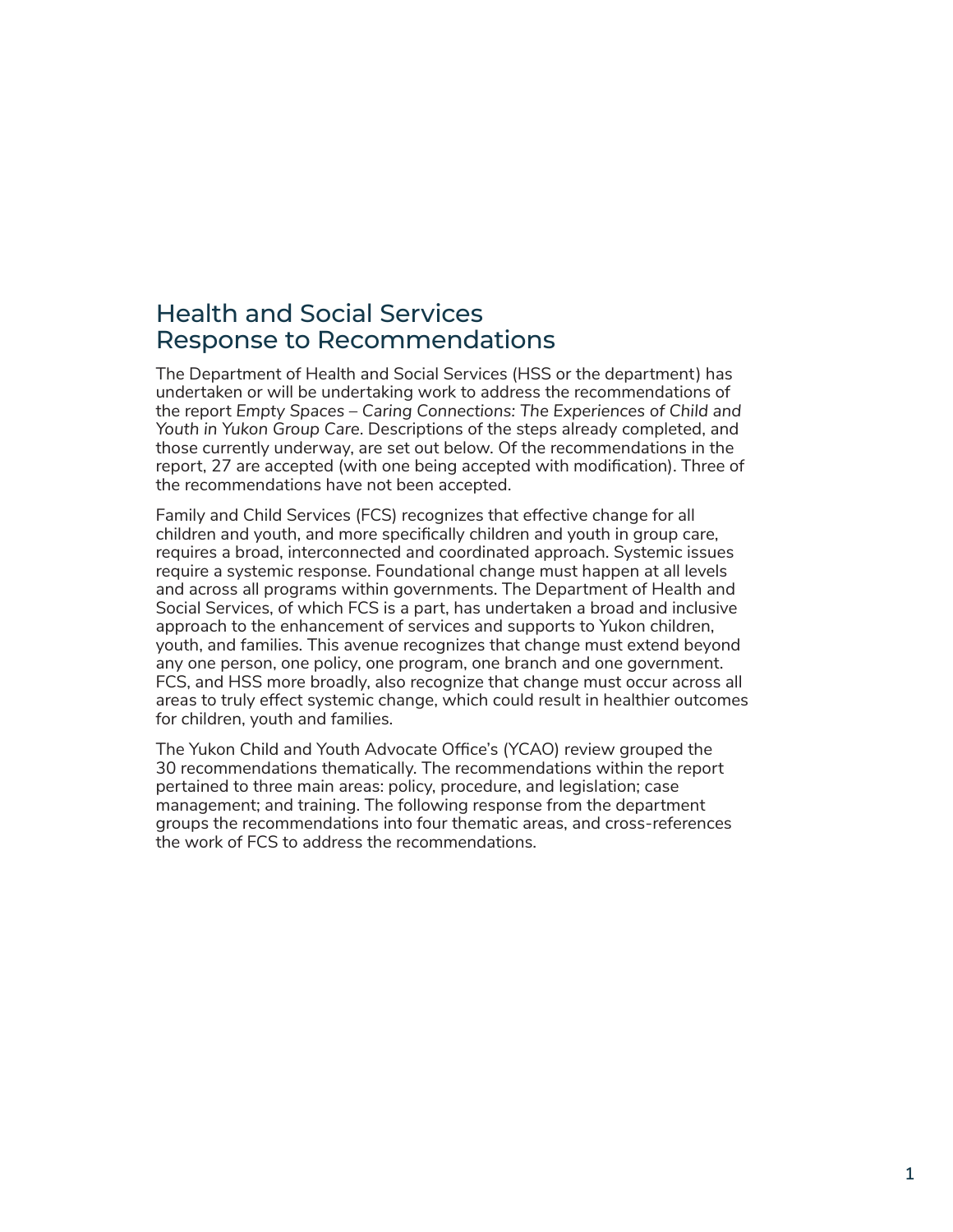# Health and Social Services Response to Recommendations

The Department of Health and Social Services (HSS or the department) has undertaken or will be undertaking work to address the recommendations of the report *Empty Spaces – Caring Connections: The Experiences of Child and Youth in Yukon Group Care*. Descriptions of the steps already completed, and those currently underway, are set out below. Of the recommendations in the report, 27 are accepted (with one being accepted with modification). Three of the recommendations have not been accepted.

Family and Child Services (FCS) recognizes that effective change for all children and youth, and more specifically children and youth in group care, requires a broad, interconnected and coordinated approach. Systemic issues require a systemic response. Foundational change must happen at all levels and across all programs within governments. The Department of Health and Social Services, of which FCS is a part, has undertaken a broad and inclusive approach to the enhancement of services and supports to Yukon children, youth, and families. This avenue recognizes that change must extend beyond any one person, one policy, one program, one branch and one government. FCS, and HSS more broadly, also recognize that change must occur across all areas to truly effect systemic change, which could result in healthier outcomes for children, youth and families.

The Yukon Child and Youth Advocate Office's (YCAO) review grouped the 30 recommendations thematically. The recommendations within the report pertained to three main areas: policy, procedure, and legislation; case management; and training. The following response from the department groups the recommendations into four thematic areas, and cross-references the work of FCS to address the recommendations.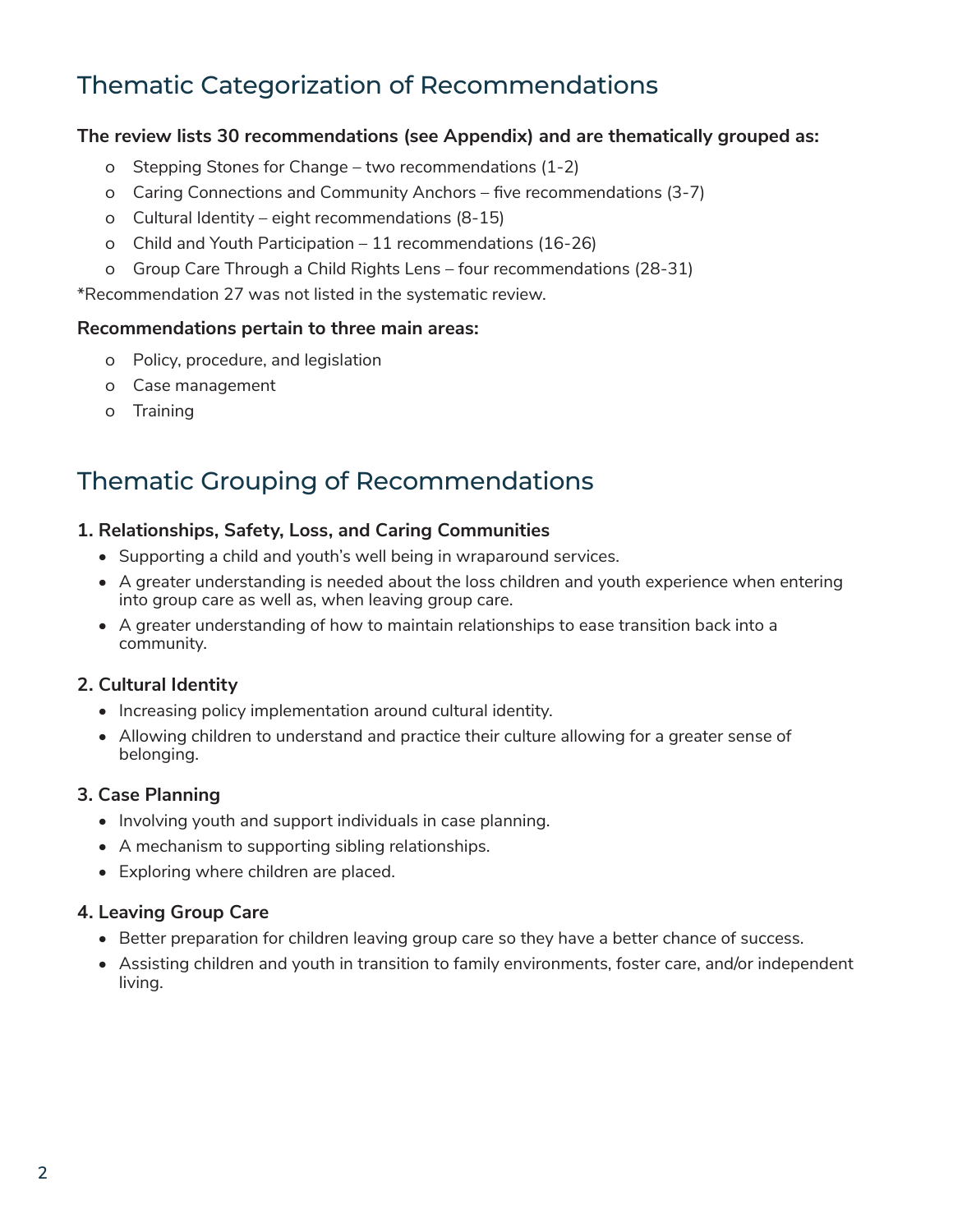## Thematic Categorization of Recommendations

**The review lists 30 recommendations (see Appendix) and are thematically grouped as:**

- Stepping Stones for Change – two recommendations (1-2)
- Caring Connections and Community Anchors – five recommendations (3-7)
- Cultural Identity – eight recommendations (8-15)
- Child and Youth Participation – 11 recommendations (16-26)
- Group Care Through a Child Rights Lens – four recommendations (28-31)

*Recommendation 27 was not listed in the systematic review.

**Recommendations pertain to three main areas:**

- Policy, procedure, and legislation
- Case management
- Training

## Thematic Grouping of Recommendations

**1. Relationships, Safety, Loss, and Caring Communities**

- Supporting a child and youth's well being in wraparound services.
- A greater understanding is needed about the loss children and youth experience when entering into group care as well as, when leaving group care.
- A greater understanding of how to maintain relationships to ease transition back into a community.

**2. Cultural Identity**

- Increasing policy implementation around cultural identity.
- Allowing children to understand and practice their culture allowing for a greater sense of belonging.

**3. Case Planning**

- Involving youth and support individuals in case planning.
- A mechanism to supporting sibling relationships.
- Exploring where children are placed.

**4. Leaving Group Care**

- Better preparation for children leaving group care so they have a better chance of success.
- Assisting children and youth in transition to family environments, foster care, and/or independent living.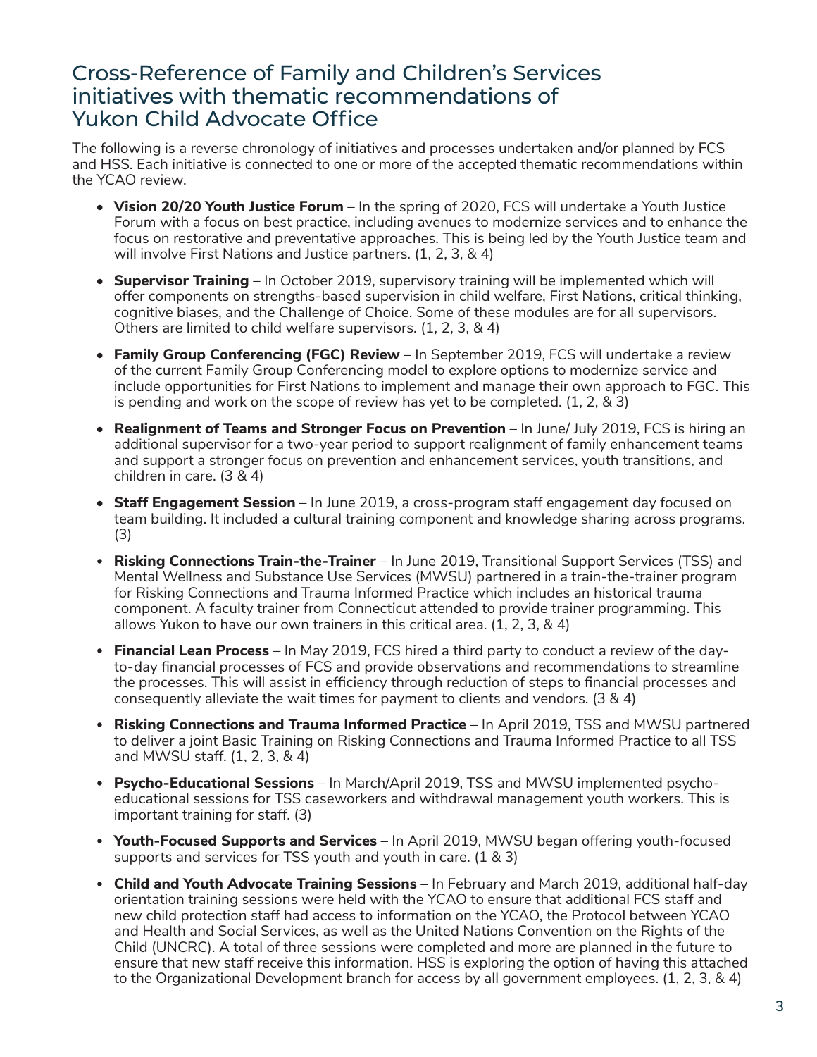## Cross-Reference of Family and Children's Services initiatives with thematic recommendations of Yukon Child Advocate Office

The following is a reverse chronology of initiatives and processes undertaken and/or planned by FCS and HSS. Each initiative is connected to one or more of the accepted thematic recommendations within the YCAO review.

- **Vision 20/20 Youth Justice Forum** – In the spring of 2020, FCS will undertake a Youth Justice Forum with a focus on best practice, including avenues to modernize services and to enhance the focus on restorative and preventative approaches. This is being led by the Youth Justice team and will involve First Nations and Justice partners. (1, 2, 3, & 4)
- **Supervisor Training** – In October 2019, supervisory training will be implemented which will offer components on strengths-based supervision in child welfare, First Nations, critical thinking, cognitive biases, and the Challenge of Choice. Some of these modules are for all supervisors. Others are limited to child welfare supervisors. (1, 2, 3, & 4)
- **Family Group Conferencing (FGC) Review** – In September 2019, FCS will undertake a review of the current Family Group Conferencing model to explore options to modernize service and include opportunities for First Nations to implement and manage their own approach to FGC. This is pending and work on the scope of review has yet to be completed. (1, 2, & 3)
- **Realignment of Teams and Stronger Focus on Prevention** – In June/ July 2019, FCS is hiring an additional supervisor for a two-year period to support realignment of family enhancement teams and support a stronger focus on prevention and enhancement services, youth transitions, and children in care. (3 & 4)
- **Staff Engagement Session** – In June 2019, a cross-program staff engagement day focused on team building. It included a cultural training component and knowledge sharing across programs. (3)
- **Risking Connections Train-the-Trainer** – In June 2019, Transitional Support Services (TSS) and Mental Wellness and Substance Use Services (MWSU) partnered in a train-the-trainer program for Risking Connections and Trauma Informed Practice which includes an historical trauma component. A faculty trainer from Connecticut attended to provide trainer programming. This allows Yukon to have our own trainers in this critical area. (1, 2, 3, & 4)
- **Financial Lean Process** – In May 2019, FCS hired a third party to conduct a review of the day-to-day financial processes of FCS and provide observations and recommendations to streamline the processes. This will assist in efficiency through reduction of steps to financial processes and consequently alleviate the wait times for payment to clients and vendors. (3 & 4)
- **Risking Connections and Trauma Informed Practice** – In April 2019, TSS and MWSU partnered to deliver a joint Basic Training on Risking Connections and Trauma Informed Practice to all TSS and MWSU staff. (1, 2, 3, & 4)
- **Psycho-Educational Sessions** – In March/April 2019, TSS and MWSU implemented psycho-educational sessions for TSS caseworkers and withdrawal management youth workers. This is important training for staff. (3)
- **Youth-Focused Supports and Services** – In April 2019, MWSU began offering youth-focused supports and services for TSS youth and youth in care. (1 & 3)
- **Child and Youth Advocate Training Sessions** – In February and March 2019, additional half-day orientation training sessions were held with the YCAO to ensure that additional FCS staff and new child protection staff had access to information on the YCAO, the Protocol between YCAO and Health and Social Services, as well as the United Nations Convention on the Rights of the Child (UNCRC). A total of three sessions were completed and more are planned in the future to ensure that new staff receive this information. HSS is exploring the option of having this attached to the Organizational Development branch for access by all government employees. (1, 2, 3, & 4)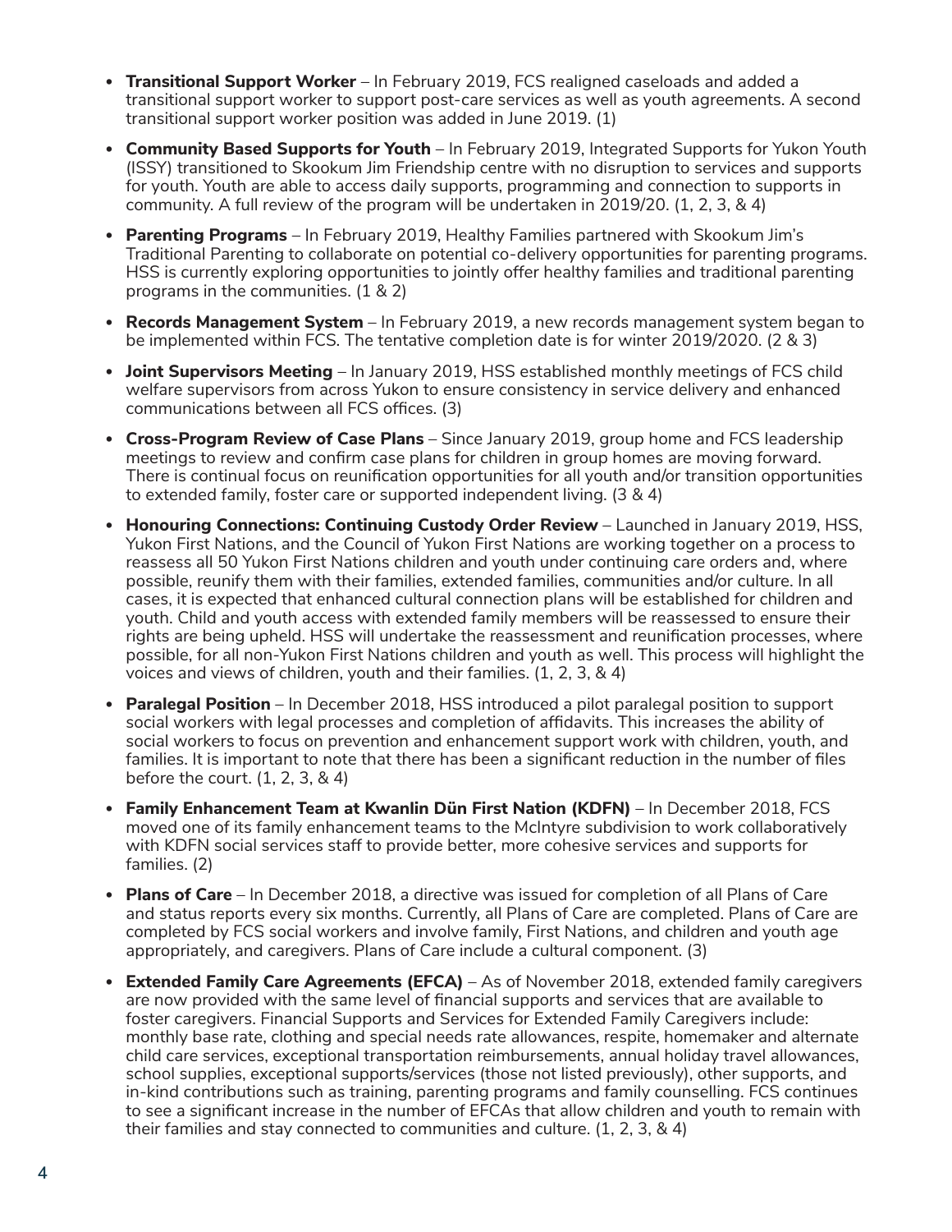- **Transitional Support Worker** – In February 2019, FCS realigned caseloads and added a transitional support worker to support post-care services as well as youth agreements. A second transitional support worker position was added in June 2019. (1)
- **Community Based Supports for Youth** – In February 2019, Integrated Supports for Yukon Youth (ISSY) transitioned to Skookum Jim Friendship centre with no disruption to services and supports for youth. Youth are able to access daily supports, programming and connection to supports in community. A full review of the program will be undertaken in 2019/20. (1, 2, 3, & 4)
- **Parenting Programs** – In February 2019, Healthy Families partnered with Skookum Jim's Traditional Parenting to collaborate on potential co-delivery opportunities for parenting programs. HSS is currently exploring opportunities to jointly offer healthy families and traditional parenting programs in the communities. (1 & 2)
- **Records Management System** – In February 2019, a new records management system began to be implemented within FCS. The tentative completion date is for winter 2019/2020. (2 & 3)
- **Joint Supervisors Meeting** – In January 2019, HSS established monthly meetings of FCS child welfare supervisors from across Yukon to ensure consistency in service delivery and enhanced communications between all FCS offices. (3)
- **Cross-Program Review of Case Plans** – Since January 2019, group home and FCS leadership meetings to review and confirm case plans for children in group homes are moving forward. There is continual focus on reunification opportunities for all youth and/or transition opportunities to extended family, foster care or supported independent living. (3 & 4)
- **Honouring Connections: Continuing Custody Order Review** – Launched in January 2019, HSS, Yukon First Nations, and the Council of Yukon First Nations are working together on a process to reassess all 50 Yukon First Nations children and youth under continuing care orders and, where possible, reunify them with their families, extended families, communities and/or culture. In all cases, it is expected that enhanced cultural connection plans will be established for children and youth. Child and youth access with extended family members will be reassessed to ensure their rights are being upheld. HSS will undertake the reassessment and reunification processes, where possible, for all non-Yukon First Nations children and youth as well. This process will highlight the voices and views of children, youth and their families. (1, 2, 3, & 4)
- **Paralegal Position** – In December 2018, HSS introduced a pilot paralegal position to support social workers with legal processes and completion of affidavits. This increases the ability of social workers to focus on prevention and enhancement support work with children, youth, and families. It is important to note that there has been a significant reduction in the number of files before the court. (1, 2, 3, & 4)
- **Family Enhancement Team at Kwanlin Dün First Nation (KDFN)** – In December 2018, FCS moved one of its family enhancement teams to the McIntyre subdivision to work collaboratively with KDFN social services staff to provide better, more cohesive services and supports for families. (2)
- **Plans of Care** – In December 2018, a directive was issued for completion of all Plans of Care and status reports every six months. Currently, all Plans of Care are completed. Plans of Care are completed by FCS social workers and involve family, First Nations, and children and youth age appropriately, and caregivers. Plans of Care include a cultural component. (3)
- **Extended Family Care Agreements (EFCA)** – As of November 2018, extended family caregivers are now provided with the same level of financial supports and services that are available to foster caregivers. Financial Supports and Services for Extended Family Caregivers include: monthly base rate, clothing and special needs rate allowances, respite, homemaker and alternate child care services, exceptional transportation reimbursements, annual holiday travel allowances, school supplies, exceptional supports/services (those not listed previously), other supports, and in-kind contributions such as training, parenting programs and family counselling. FCS continues to see a significant increase in the number of EFCAs that allow children and youth to remain with their families and stay connected to communities and culture. (1, 2, 3, & 4)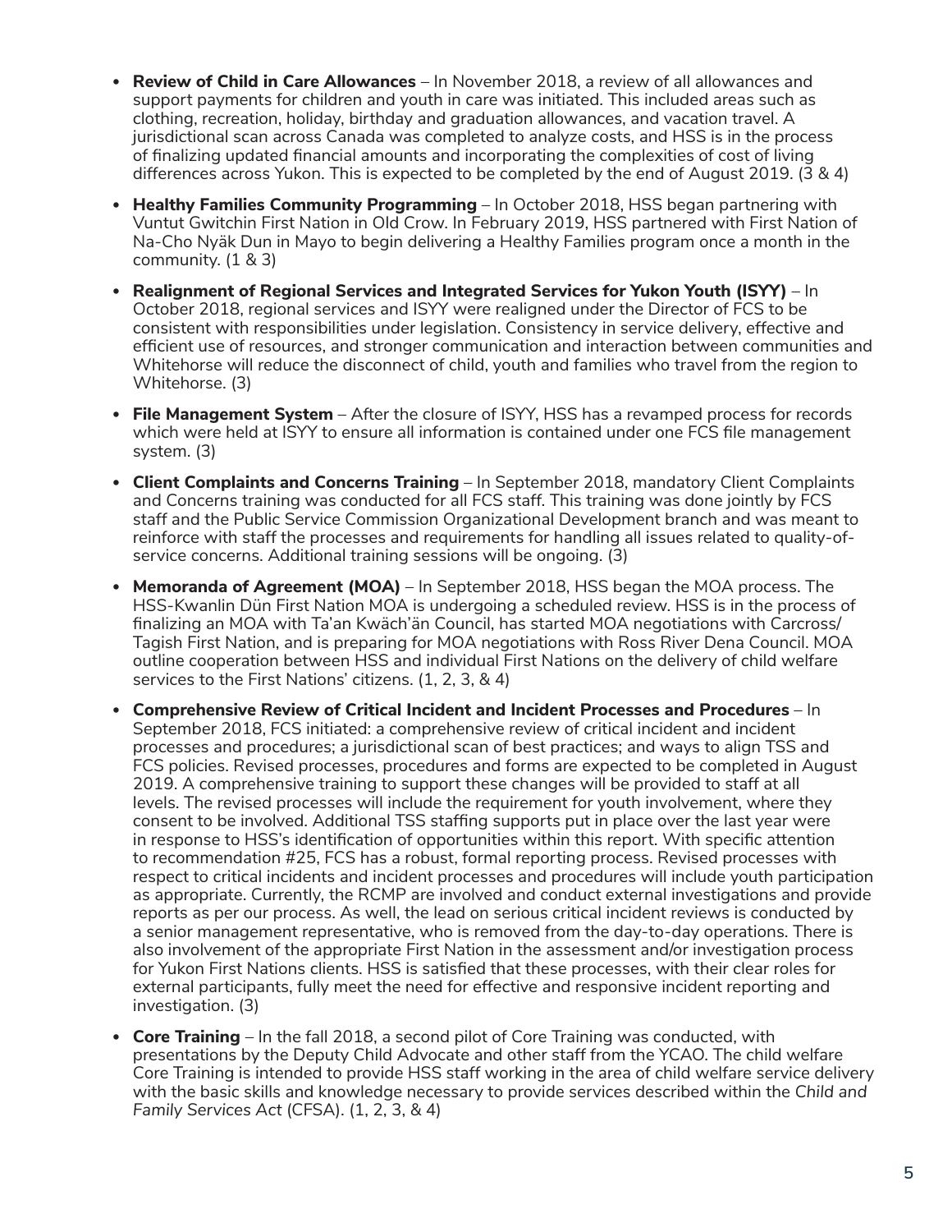- **Review of Child in Care Allowances** – In November 2018, a review of all allowances and support payments for children and youth in care was initiated. This included areas such as clothing, recreation, holiday, birthday and graduation allowances, and vacation travel. A jurisdictional scan across Canada was completed to analyze costs, and HSS is in the process of finalizing updated financial amounts and incorporating the complexities of cost of living differences across Yukon. This is expected to be completed by the end of August 2019. (3 & 4)
- **Healthy Families Community Programming** – In October 2018, HSS began partnering with Vuntut Gwitchin First Nation in Old Crow. In February 2019, HSS partnered with First Nation of Na-Cho Nyäk Dun in Mayo to begin delivering a Healthy Families program once a month in the community. (1 & 3)
- **Realignment of Regional Services and Integrated Services for Yukon Youth (ISYY)** – In October 2018, regional services and ISYY were realigned under the Director of FCS to be consistent with responsibilities under legislation. Consistency in service delivery, effective and efficient use of resources, and stronger communication and interaction between communities and Whitehorse will reduce the disconnect of child, youth and families who travel from the region to Whitehorse. (3)
- **File Management System** – After the closure of ISYY, HSS has a revamped process for records which were held at ISYY to ensure all information is contained under one FCS file management system. (3)
- **Client Complaints and Concerns Training** – In September 2018, mandatory Client Complaints and Concerns training was conducted for all FCS staff. This training was done jointly by FCS staff and the Public Service Commission Organizational Development branch and was meant to reinforce with staff the processes and requirements for handling all issues related to quality-of-service concerns. Additional training sessions will be ongoing. (3)
- **Memoranda of Agreement (MOA)** – In September 2018, HSS began the MOA process. The HSS-Kwanlin Dün First Nation MOA is undergoing a scheduled review. HSS is in the process of finalizing an MOA with Ta'an Kwäch'än Council, has started MOA negotiations with Carcross/Tagish First Nation, and is preparing for MOA negotiations with Ross River Dena Council. MOA outline cooperation between HSS and individual First Nations on the delivery of child welfare services to the First Nations' citizens. (1, 2, 3, & 4)
- **Comprehensive Review of Critical Incident and Incident Processes and Procedures** – In September 2018, FCS initiated: a comprehensive review of critical incident and incident processes and procedures; a jurisdictional scan of best practices; and ways to align TSS and FCS policies. Revised processes, procedures and forms are expected to be completed in August 2019. A comprehensive training to support these changes will be provided to staff at all levels. The revised processes will include the requirement for youth involvement, where they consent to be involved. Additional TSS staffing supports put in place over the last year were in response to HSS's identification of opportunities within this report. With specific attention to recommendation #25, FCS has a robust, formal reporting process. Revised processes with respect to critical incidents and incident processes and procedures will include youth participation as appropriate. Currently, the RCMP are involved and conduct external investigations and provide reports as per our process. As well, the lead on serious critical incident reviews is conducted by a senior management representative, who is removed from the day-to-day operations. There is also involvement of the appropriate First Nation in the assessment and/or investigation process for Yukon First Nations clients. HSS is satisfied that these processes, with their clear roles for external participants, fully meet the need for effective and responsive incident reporting and investigation. (3)
- **Core Training** – In the fall 2018, a second pilot of Core Training was conducted, with presentations by the Deputy Child Advocate and other staff from the YCAO. The child welfare Core Training is intended to provide HSS staff working in the area of child welfare service delivery with the basic skills and knowledge necessary to provide services described within the *Child and Family Services Act* (CFSA). (1, 2, 3, & 4)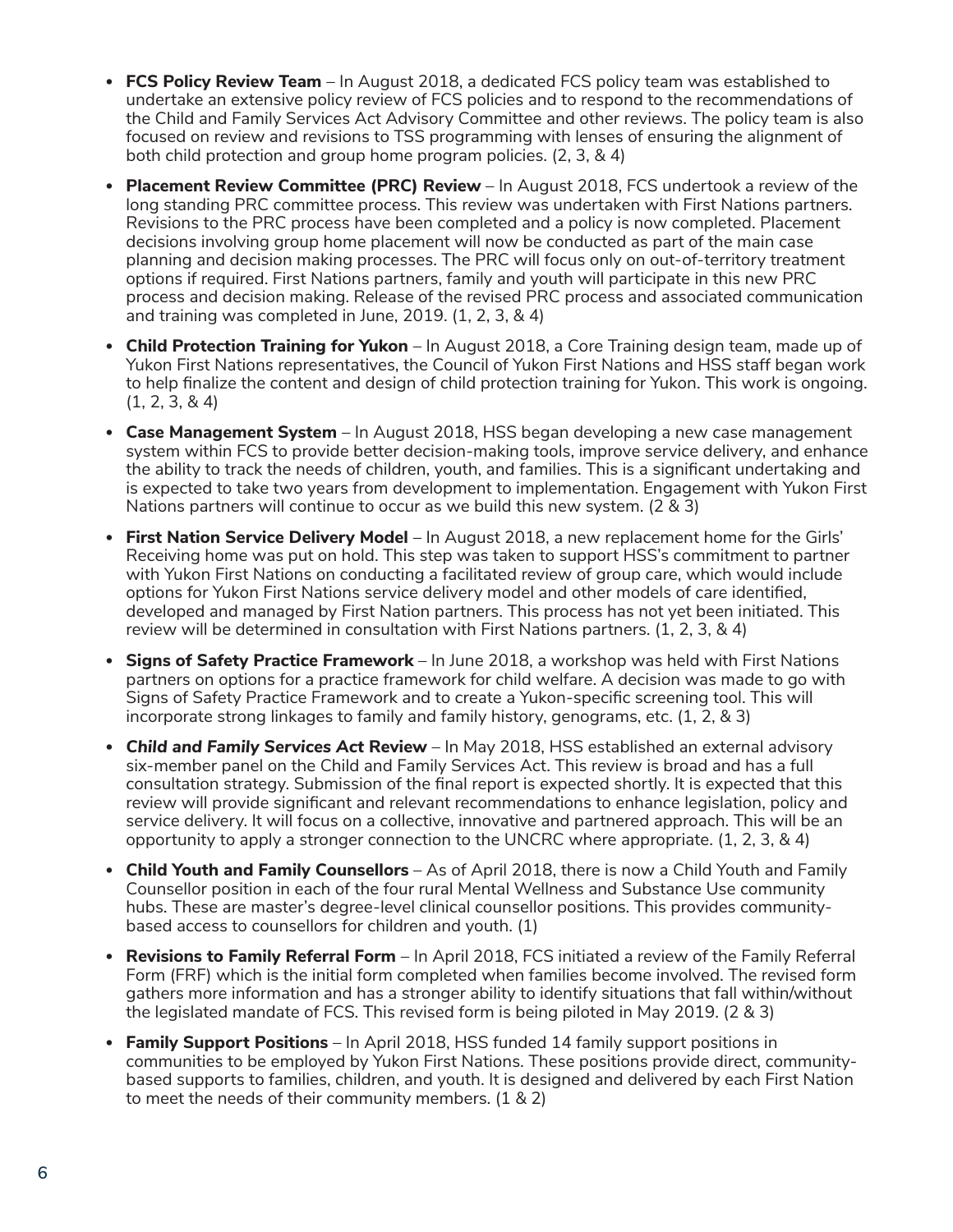- **FCS Policy Review Team** – In August 2018, a dedicated FCS policy team was established to undertake an extensive policy review of FCS policies and to respond to the recommendations of the Child and Family Services Act Advisory Committee and other reviews. The policy team is also focused on review and revisions to TSS programming with lenses of ensuring the alignment of both child protection and group home program policies. (2, 3, & 4)
- **Placement Review Committee (PRC) Review** – In August 2018, FCS undertook a review of the long standing PRC committee process. This review was undertaken with First Nations partners. Revisions to the PRC process have been completed and a policy is now completed. Placement decisions involving group home placement will now be conducted as part of the main case planning and decision making processes. The PRC will focus only on out-of-territory treatment options if required. First Nations partners, family and youth will participate in this new PRC process and decision making. Release of the revised PRC process and associated communication and training was completed in June, 2019. (1, 2, 3, & 4)
- **Child Protection Training for Yukon** – In August 2018, a Core Training design team, made up of Yukon First Nations representatives, the Council of Yukon First Nations and HSS staff began work to help finalize the content and design of child protection training for Yukon. This work is ongoing. (1, 2, 3, & 4)
- **Case Management System** – In August 2018, HSS began developing a new case management system within FCS to provide better decision-making tools, improve service delivery, and enhance the ability to track the needs of children, youth, and families. This is a significant undertaking and is expected to take two years from development to implementation. Engagement with Yukon First Nations partners will continue to occur as we build this new system. (2 & 3)
- **First Nation Service Delivery Model** – In August 2018, a new replacement home for the Girls' Receiving home was put on hold. This step was taken to support HSS's commitment to partner with Yukon First Nations on conducting a facilitated review of group care, which would include options for Yukon First Nations service delivery model and other models of care identified, developed and managed by First Nation partners. This process has not yet been initiated. This review will be determined in consultation with First Nations partners. (1, 2, 3, & 4)
- **Signs of Safety Practice Framework** – In June 2018, a workshop was held with First Nations partners on options for a practice framework for child welfare. A decision was made to go with Signs of Safety Practice Framework and to create a Yukon-specific screening tool. This will incorporate strong linkages to family and family history, genograms, etc. (1, 2, & 3)
- ***Child and Family Services Act* Review** – In May 2018, HSS established an external advisory six-member panel on the Child and Family Services Act. This review is broad and has a full consultation strategy. Submission of the final report is expected shortly. It is expected that this review will provide significant and relevant recommendations to enhance legislation, policy and service delivery. It will focus on a collective, innovative and partnered approach. This will be an opportunity to apply a stronger connection to the UNCRC where appropriate. (1, 2, 3, & 4)
- **Child Youth and Family Counsellors** – As of April 2018, there is now a Child Youth and Family Counsellor position in each of the four rural Mental Wellness and Substance Use community hubs. These are master's degree-level clinical counsellor positions. This provides community-based access to counsellors for children and youth. (1)
- **Revisions to Family Referral Form** – In April 2018, FCS initiated a review of the Family Referral Form (FRF) which is the initial form completed when families become involved. The revised form gathers more information and has a stronger ability to identify situations that fall within/without the legislated mandate of FCS. This revised form is being piloted in May 2019. (2 & 3)
- **Family Support Positions** – In April 2018, HSS funded 14 family support positions in communities to be employed by Yukon First Nations. These positions provide direct, community-based supports to families, children, and youth. It is designed and delivered by each First Nation to meet the needs of their community members. (1 & 2)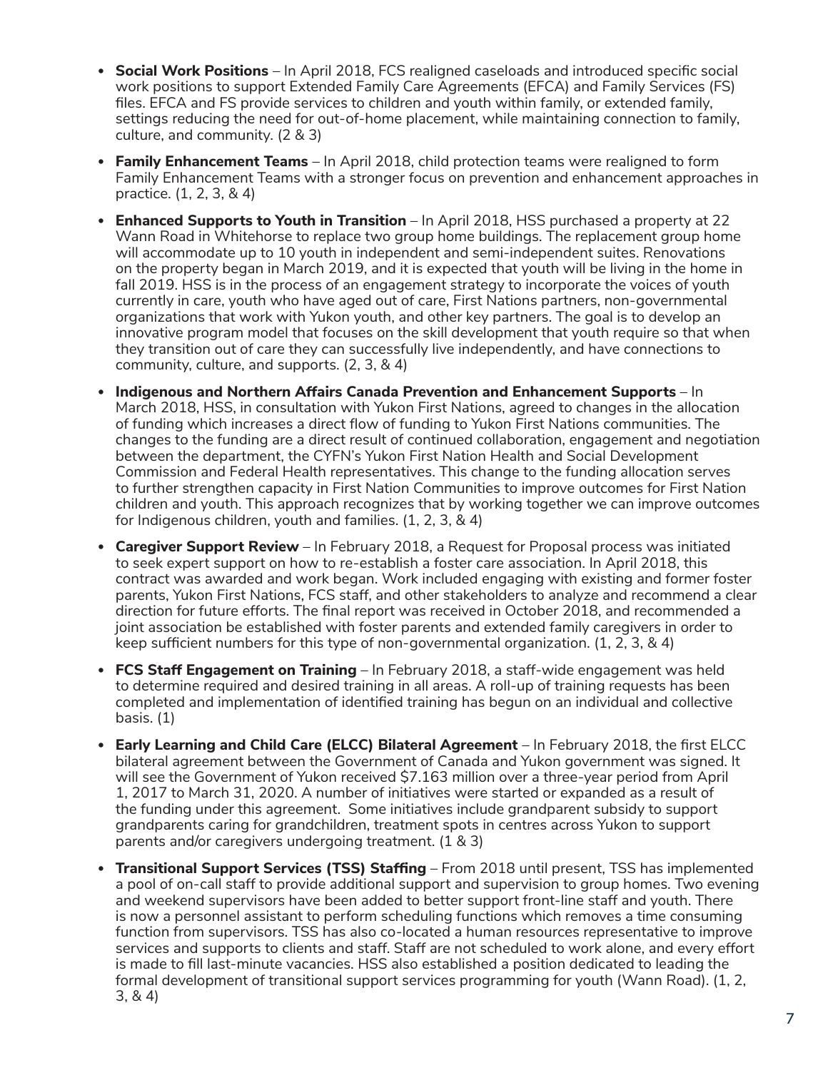- **Social Work Positions** – In April 2018, FCS realigned caseloads and introduced specific social work positions to support Extended Family Care Agreements (EFCA) and Family Services (FS) files. EFCA and FS provide services to children and youth within family, or extended family, settings reducing the need for out-of-home placement, while maintaining connection to family, culture, and community. (2 & 3)
- **Family Enhancement Teams** – In April 2018, child protection teams were realigned to form Family Enhancement Teams with a stronger focus on prevention and enhancement approaches in practice. (1, 2, 3, & 4)
- **Enhanced Supports to Youth in Transition** – In April 2018, HSS purchased a property at 22 Wann Road in Whitehorse to replace two group home buildings. The replacement group home will accommodate up to 10 youth in independent and semi-independent suites. Renovations on the property began in March 2019, and it is expected that youth will be living in the home in fall 2019. HSS is in the process of an engagement strategy to incorporate the voices of youth currently in care, youth who have aged out of care, First Nations partners, non-governmental organizations that work with Yukon youth, and other key partners. The goal is to develop an innovative program model that focuses on the skill development that youth require so that when they transition out of care they can successfully live independently, and have connections to community, culture, and supports. (2, 3, & 4)
- **Indigenous and Northern Affairs Canada Prevention and Enhancement Supports** – In March 2018, HSS, in consultation with Yukon First Nations, agreed to changes in the allocation of funding which increases a direct flow of funding to Yukon First Nations communities. The changes to the funding are a direct result of continued collaboration, engagement and negotiation between the department, the CYFN's Yukon First Nation Health and Social Development Commission and Federal Health representatives. This change to the funding allocation serves to further strengthen capacity in First Nation Communities to improve outcomes for First Nation children and youth. This approach recognizes that by working together we can improve outcomes for Indigenous children, youth and families. (1, 2, 3, & 4)
- **Caregiver Support Review** – In February 2018, a Request for Proposal process was initiated to seek expert support on how to re-establish a foster care association. In April 2018, this contract was awarded and work began. Work included engaging with existing and former foster parents, Yukon First Nations, FCS staff, and other stakeholders to analyze and recommend a clear direction for future efforts. The final report was received in October 2018, and recommended a joint association be established with foster parents and extended family caregivers in order to keep sufficient numbers for this type of non-governmental organization. (1, 2, 3, & 4)
- **FCS Staff Engagement on Training** – In February 2018, a staff-wide engagement was held to determine required and desired training in all areas. A roll-up of training requests has been completed and implementation of identified training has begun on an individual and collective basis. (1)
- **Early Learning and Child Care (ELCC) Bilateral Agreement** – In February 2018, the first ELCC bilateral agreement between the Government of Canada and Yukon government was signed. It will see the Government of Yukon received $7.163 million over a three-year period from April 1, 2017 to March 31, 2020. A number of initiatives were started or expanded as a result of the funding under this agreement. Some initiatives include grandparent subsidy to support grandparents caring for grandchildren, treatment spots in centres across Yukon to support parents and/or caregivers undergoing treatment. (1 & 3)
- **Transitional Support Services (TSS) Staffing** – From 2018 until present, TSS has implemented a pool of on-call staff to provide additional support and supervision to group homes. Two evening and weekend supervisors have been added to better support front-line staff and youth. There is now a personnel assistant to perform scheduling functions which removes a time consuming function from supervisors. TSS has also co-located a human resources representative to improve services and supports to clients and staff. Staff are not scheduled to work alone, and every effort is made to fill last-minute vacancies. HSS also established a position dedicated to leading the formal development of transitional support services programming for youth (Wann Road). (1, 2, 3, & 4)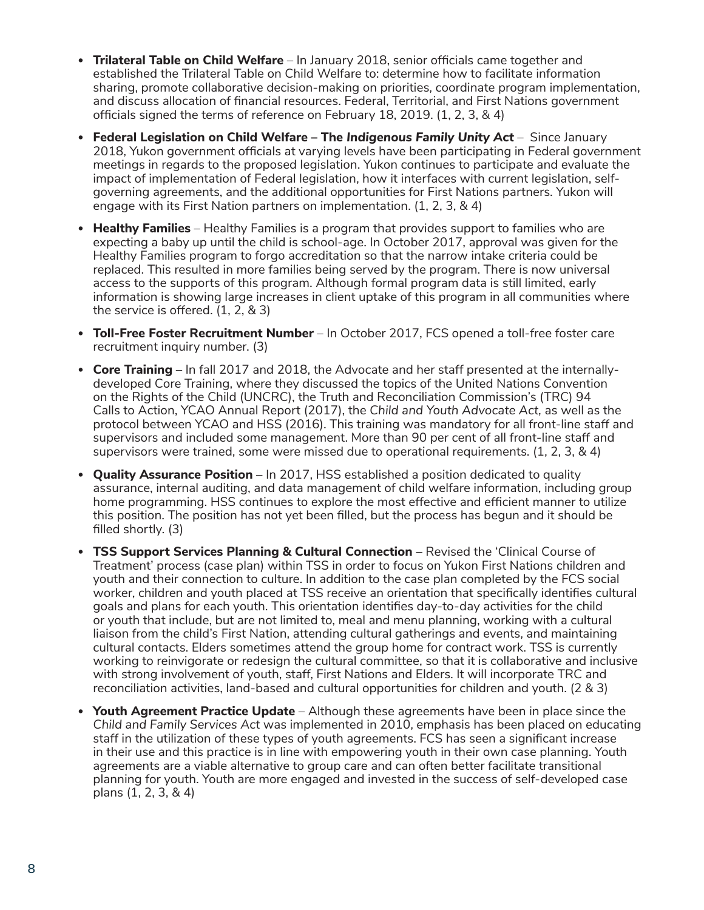- **Trilateral Table on Child Welfare** – In January 2018, senior officials came together and established the Trilateral Table on Child Welfare to: determine how to facilitate information sharing, promote collaborative decision-making on priorities, coordinate program implementation, and discuss allocation of financial resources. Federal, Territorial, and First Nations government officials signed the terms of reference on February 18, 2019. (1, 2, 3, & 4)
- **Federal Legislation on Child Welfare – The *Indigenous Family Unity Act*** – Since January 2018, Yukon government officials at varying levels have been participating in Federal government meetings in regards to the proposed legislation. Yukon continues to participate and evaluate the impact of implementation of Federal legislation, how it interfaces with current legislation, self-governing agreements, and the additional opportunities for First Nations partners. Yukon will engage with its First Nation partners on implementation. (1, 2, 3, & 4)
- **Healthy Families** – Healthy Families is a program that provides support to families who are expecting a baby up until the child is school-age. In October 2017, approval was given for the Healthy Families program to forgo accreditation so that the narrow intake criteria could be replaced. This resulted in more families being served by the program. There is now universal access to the supports of this program. Although formal program data is still limited, early information is showing large increases in client uptake of this program in all communities where the service is offered. (1, 2, & 3)
- **Toll-Free Foster Recruitment Number** – In October 2017, FCS opened a toll-free foster care recruitment inquiry number. (3)
- **Core Training** – In fall 2017 and 2018, the Advocate and her staff presented at the internally-developed Core Training, where they discussed the topics of the United Nations Convention on the Rights of the Child (UNCRC), the Truth and Reconciliation Commission's (TRC) 94 Calls to Action, YCAO Annual Report (2017), the *Child and Youth Advocate Act,* as well as the protocol between YCAO and HSS (2016). This training was mandatory for all front-line staff and supervisors and included some management. More than 90 per cent of all front-line staff and supervisors were trained, some were missed due to operational requirements. (1, 2, 3, & 4)
- **Quality Assurance Position** – In 2017, HSS established a position dedicated to quality assurance, internal auditing, and data management of child welfare information, including group home programming. HSS continues to explore the most effective and efficient manner to utilize this position. The position has not yet been filled, but the process has begun and it should be filled shortly. (3)
- **TSS Support Services Planning & Cultural Connection** – Revised the 'Clinical Course of Treatment' process (case plan) within TSS in order to focus on Yukon First Nations children and youth and their connection to culture. In addition to the case plan completed by the FCS social worker, children and youth placed at TSS receive an orientation that specifically identifies cultural goals and plans for each youth. This orientation identifies day-to-day activities for the child or youth that include, but are not limited to, meal and menu planning, working with a cultural liaison from the child's First Nation, attending cultural gatherings and events, and maintaining cultural contacts. Elders sometimes attend the group home for contract work. TSS is currently working to reinvigorate or redesign the cultural committee, so that it is collaborative and inclusive with strong involvement of youth, staff, First Nations and Elders. It will incorporate TRC and reconciliation activities, land-based and cultural opportunities for children and youth. (2 & 3)
- **Youth Agreement Practice Update** – Although these agreements have been in place since the *Child and Family Services Act* was implemented in 2010, emphasis has been placed on educating staff in the utilization of these types of youth agreements. FCS has seen a significant increase in their use and this practice is in line with empowering youth in their own case planning. Youth agreements are a viable alternative to group care and can often better facilitate transitional planning for youth. Youth are more engaged and invested in the success of self-developed case plans (1, 2, 3, & 4)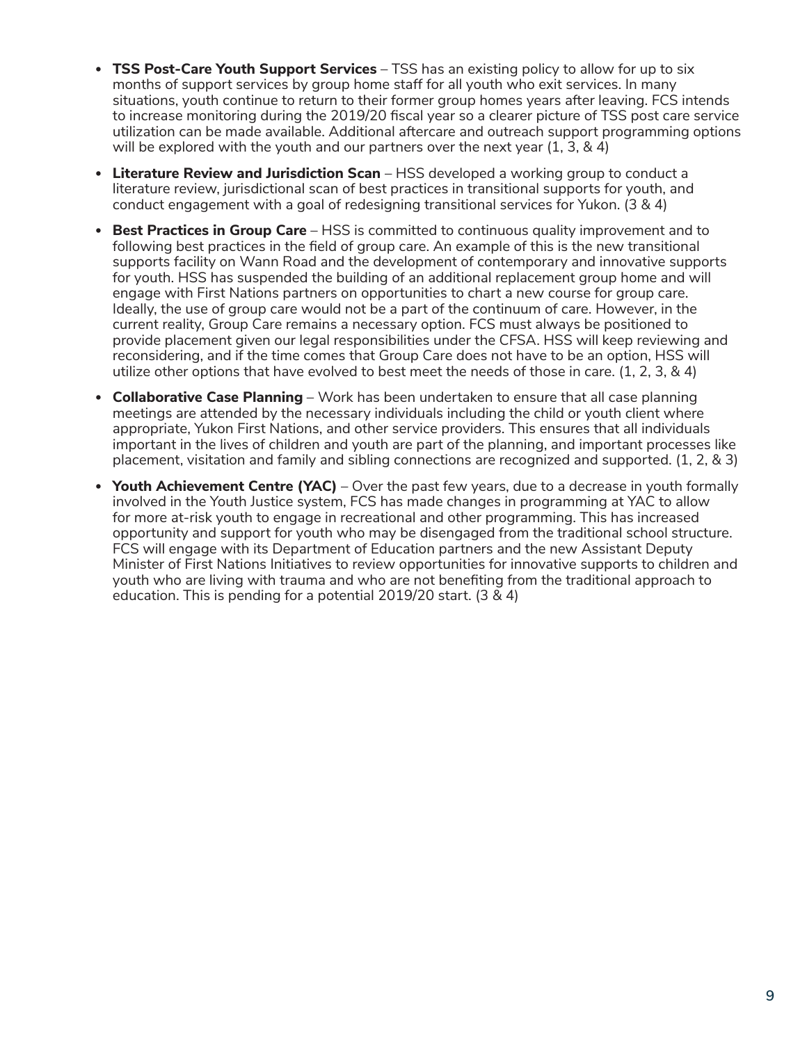- **TSS Post-Care Youth Support Services** – TSS has an existing policy to allow for up to six months of support services by group home staff for all youth who exit services. In many situations, youth continue to return to their former group homes years after leaving. FCS intends to increase monitoring during the 2019/20 fiscal year so a clearer picture of TSS post care service utilization can be made available. Additional aftercare and outreach support programming options will be explored with the youth and our partners over the next year (1, 3, & 4)
- **Literature Review and Jurisdiction Scan** – HSS developed a working group to conduct a literature review, jurisdictional scan of best practices in transitional supports for youth, and conduct engagement with a goal of redesigning transitional services for Yukon. (3 & 4)
- **Best Practices in Group Care** – HSS is committed to continuous quality improvement and to following best practices in the field of group care. An example of this is the new transitional supports facility on Wann Road and the development of contemporary and innovative supports for youth. HSS has suspended the building of an additional replacement group home and will engage with First Nations partners on opportunities to chart a new course for group care. Ideally, the use of group care would not be a part of the continuum of care. However, in the current reality, Group Care remains a necessary option. FCS must always be positioned to provide placement given our legal responsibilities under the CFSA. HSS will keep reviewing and reconsidering, and if the time comes that Group Care does not have to be an option, HSS will utilize other options that have evolved to best meet the needs of those in care. (1, 2, 3, & 4)
- **Collaborative Case Planning** – Work has been undertaken to ensure that all case planning meetings are attended by the necessary individuals including the child or youth client where appropriate, Yukon First Nations, and other service providers. This ensures that all individuals important in the lives of children and youth are part of the planning, and important processes like placement, visitation and family and sibling connections are recognized and supported. (1, 2, & 3)
- **Youth Achievement Centre (YAC)** – Over the past few years, due to a decrease in youth formally involved in the Youth Justice system, FCS has made changes in programming at YAC to allow for more at-risk youth to engage in recreational and other programming. This has increased opportunity and support for youth who may be disengaged from the traditional school structure. FCS will engage with its Department of Education partners and the new Assistant Deputy Minister of First Nations Initiatives to review opportunities for innovative supports to children and youth who are living with trauma and who are not benefiting from the traditional approach to education. This is pending for a potential 2019/20 start. (3 & 4)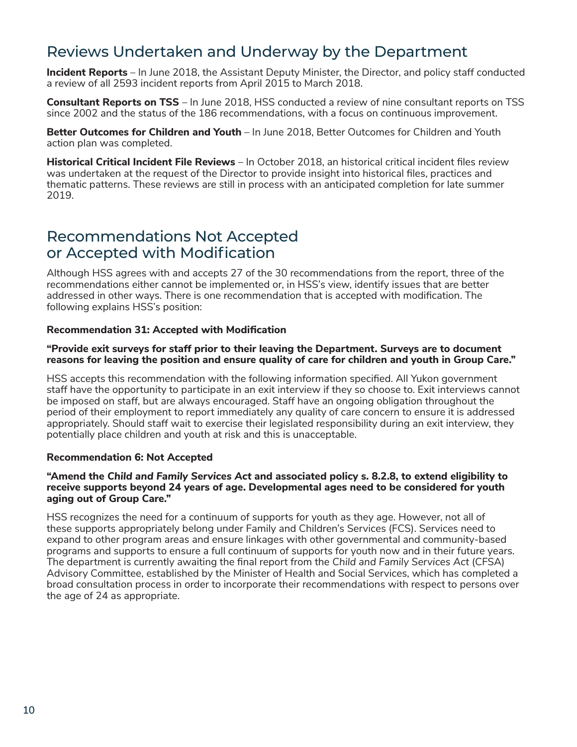## Reviews Undertaken and Underway by the Department

**Incident Reports** – In June 2018, the Assistant Deputy Minister, the Director, and policy staff conducted a review of all 2593 incident reports from April 2015 to March 2018.

**Consultant Reports on TSS** – In June 2018, HSS conducted a review of nine consultant reports on TSS since 2002 and the status of the 186 recommendations, with a focus on continuous improvement.

**Better Outcomes for Children and Youth** – In June 2018, Better Outcomes for Children and Youth action plan was completed.

**Historical Critical Incident File Reviews** – In October 2018, an historical critical incident files review was undertaken at the request of the Director to provide insight into historical files, practices and thematic patterns. These reviews are still in process with an anticipated completion for late summer 2019.

## Recommendations Not Accepted or Accepted with Modification

Although HSS agrees with and accepts 27 of the 30 recommendations from the report, three of the recommendations either cannot be implemented or, in HSS's view, identify issues that are better addressed in other ways. There is one recommendation that is accepted with modification. The following explains HSS's position:

### Recommendation 31: Accepted with Modification

**"Provide exit surveys for staff prior to their leaving the Department. Surveys are to document reasons for leaving the position and ensure quality of care for children and youth in Group Care."**

HSS accepts this recommendation with the following information specified. All Yukon government staff have the opportunity to participate in an exit interview if they so choose to. Exit interviews cannot be imposed on staff, but are always encouraged. Staff have an ongoing obligation throughout the period of their employment to report immediately any quality of care concern to ensure it is addressed appropriately. Should staff wait to exercise their legislated responsibility during an exit interview, they potentially place children and youth at risk and this is unacceptable.

### Recommendation 6: Not Accepted

**"Amend the *Child and Family Services Act* and associated policy s. 8.2.8, to extend eligibility to receive supports beyond 24 years of age. Developmental ages need to be considered for youth aging out of Group Care."**

HSS recognizes the need for a continuum of supports for youth as they age. However, not all of these supports appropriately belong under Family and Children's Services (FCS). Services need to expand to other program areas and ensure linkages with other governmental and community-based programs and supports to ensure a full continuum of supports for youth now and in their future years. The department is currently awaiting the final report from the *Child and Family Services Act* (CFSA) Advisory Committee, established by the Minister of Health and Social Services, which has completed a broad consultation process in order to incorporate their recommendations with respect to persons over the age of 24 as appropriate.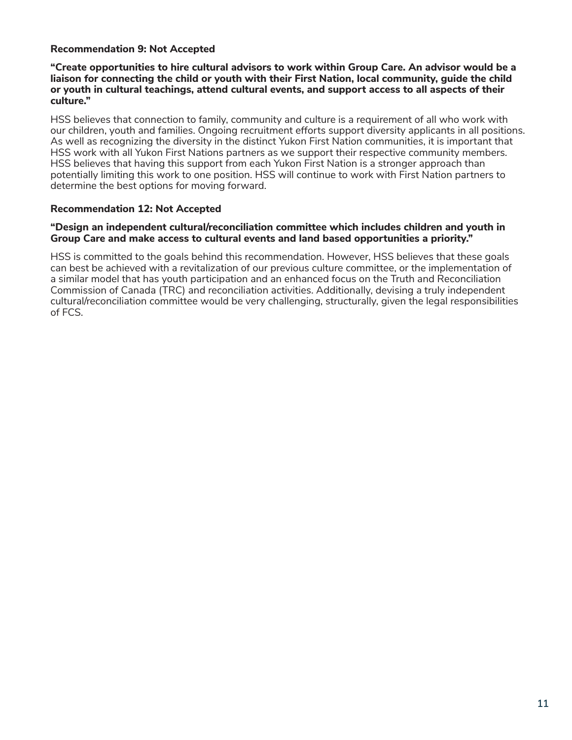**Recommendation 9: Not Accepted**

**"Create opportunities to hire cultural advisors to work within Group Care. An advisor would be a liaison for connecting the child or youth with their First Nation, local community, guide the child or youth in cultural teachings, attend cultural events, and support access to all aspects of their culture."**

HSS believes that connection to family, community and culture is a requirement of all who work with our children, youth and families. Ongoing recruitment efforts support diversity applicants in all positions. As well as recognizing the diversity in the distinct Yukon First Nation communities, it is important that HSS work with all Yukon First Nations partners as we support their respective community members. HSS believes that having this support from each Yukon First Nation is a stronger approach than potentially limiting this work to one position. HSS will continue to work with First Nation partners to determine the best options for moving forward.

**Recommendation 12: Not Accepted**

**"Design an independent cultural/reconciliation committee which includes children and youth in Group Care and make access to cultural events and land based opportunities a priority."**

HSS is committed to the goals behind this recommendation. However, HSS believes that these goals can best be achieved with a revitalization of our previous culture committee, or the implementation of a similar model that has youth participation and an enhanced focus on the Truth and Reconciliation Commission of Canada (TRC) and reconciliation activities. Additionally, devising a truly independent cultural/reconciliation committee would be very challenging, structurally, given the legal responsibilities of FCS.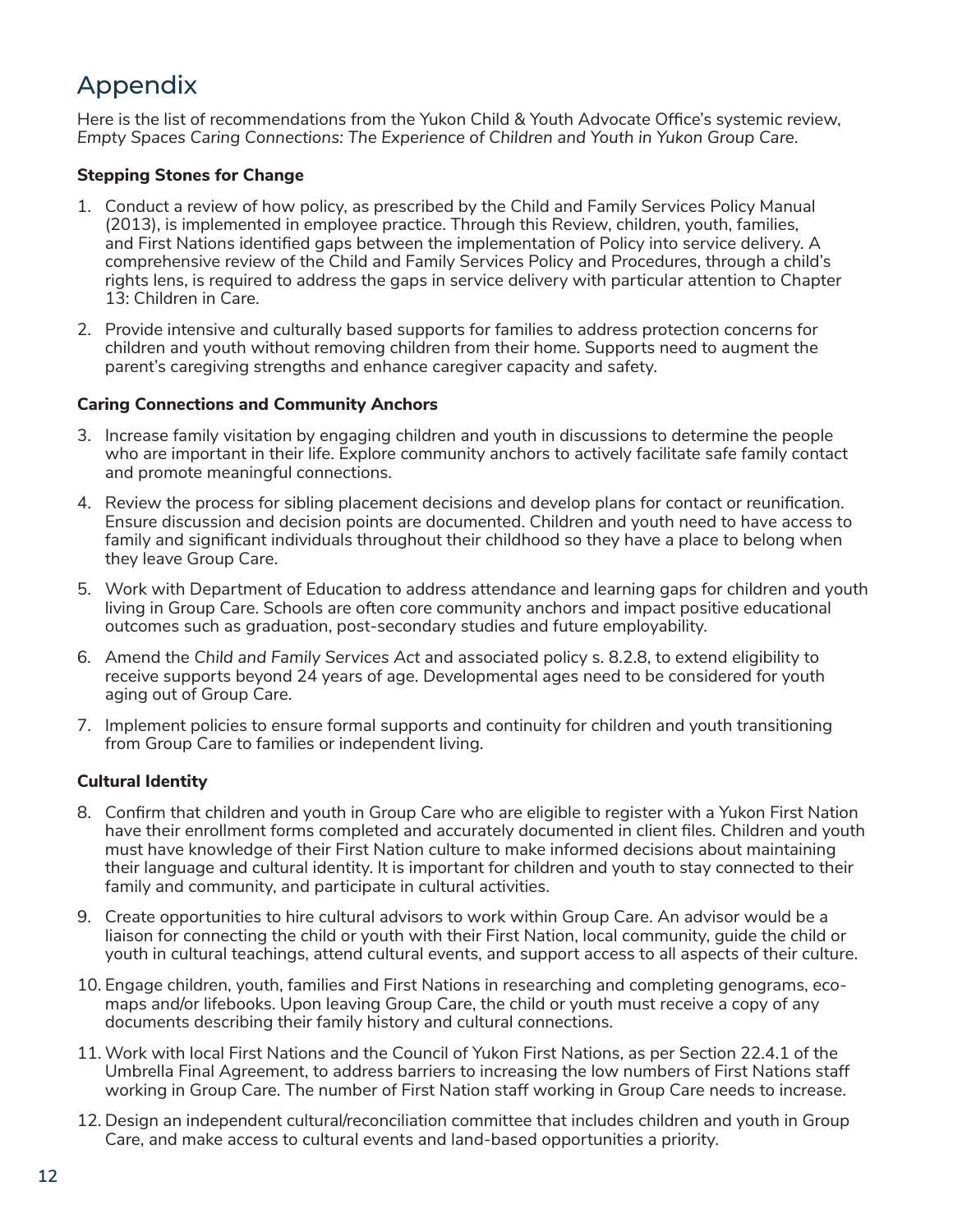# Appendix

Here is the list of recommendations from the Yukon Child & Youth Advocate Office's systemic review, *Empty Spaces Caring Connections: The Experience of Children and Youth in Yukon Group Care*.

**Stepping Stones for Change**

1. Conduct a review of how policy, as prescribed by the Child and Family Services Policy Manual (2013), is implemented in employee practice. Through this Review, children, youth, families, and First Nations identified gaps between the implementation of Policy into service delivery. A comprehensive review of the Child and Family Services Policy and Procedures, through a child's rights lens, is required to address the gaps in service delivery with particular attention to Chapter 13: Children in Care.
2. Provide intensive and culturally based supports for families to address protection concerns for children and youth without removing children from their home. Supports need to augment the parent's caregiving strengths and enhance caregiver capacity and safety.

**Caring Connections and Community Anchors**

3. Increase family visitation by engaging children and youth in discussions to determine the people who are important in their life. Explore community anchors to actively facilitate safe family contact and promote meaningful connections.
4. Review the process for sibling placement decisions and develop plans for contact or reunification. Ensure discussion and decision points are documented. Children and youth need to have access to family and significant individuals throughout their childhood so they have a place to belong when they leave Group Care.
5. Work with Department of Education to address attendance and learning gaps for children and youth living in Group Care. Schools are often core community anchors and impact positive educational outcomes such as graduation, post-secondary studies and future employability.
6. Amend the *Child and Family Services Act* and associated policy s. 8.2.8, to extend eligibility to receive supports beyond 24 years of age. Developmental ages need to be considered for youth aging out of Group Care.
7. Implement policies to ensure formal supports and continuity for children and youth transitioning from Group Care to families or independent living.

**Cultural Identity**

8. Confirm that children and youth in Group Care who are eligible to register with a Yukon First Nation have their enrollment forms completed and accurately documented in client files. Children and youth must have knowledge of their First Nation culture to make informed decisions about maintaining their language and cultural identity. It is important for children and youth to stay connected to their family and community, and participate in cultural activities.
9. Create opportunities to hire cultural advisors to work within Group Care. An advisor would be a liaison for connecting the child or youth with their First Nation, local community, guide the child or youth in cultural teachings, attend cultural events, and support access to all aspects of their culture.
10. Engage children, youth, families and First Nations in researching and completing genograms, eco-maps and/or lifebooks. Upon leaving Group Care, the child or youth must receive a copy of any documents describing their family history and cultural connections.
11. Work with local First Nations and the Council of Yukon First Nations, as per Section 22.4.1 of the Umbrella Final Agreement, to address barriers to increasing the low numbers of First Nations staff working in Group Care. The number of First Nation staff working in Group Care needs to increase.
12. Design an independent cultural/reconciliation committee that includes children and youth in Group Care, and make access to cultural events and land-based opportunities a priority.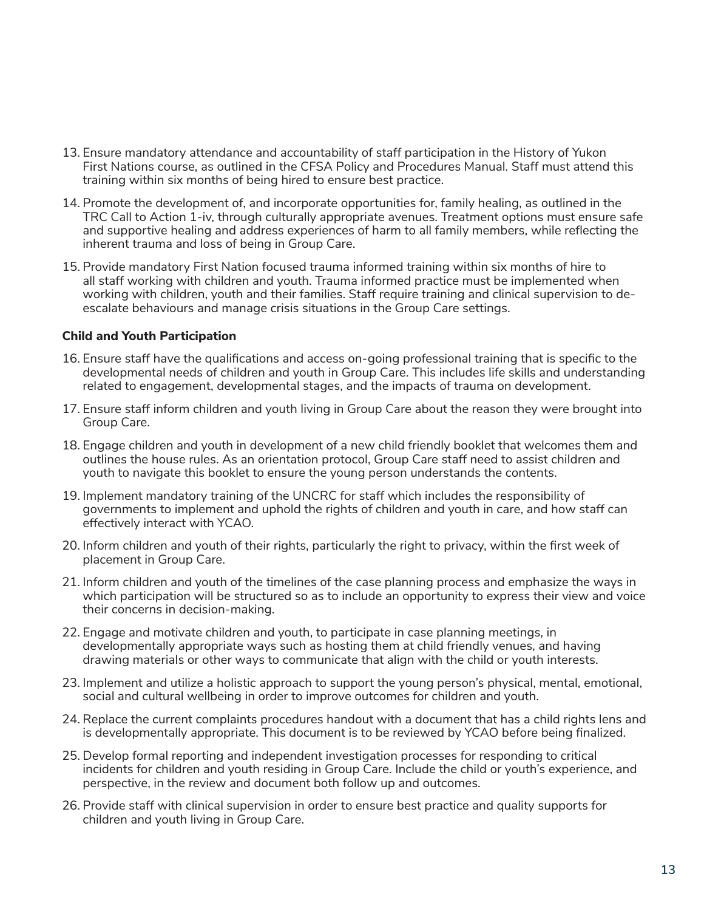13. Ensure mandatory attendance and accountability of staff participation in the History of Yukon First Nations course, as outlined in the CFSA Policy and Procedures Manual. Staff must attend this training within six months of being hired to ensure best practice.
14. Promote the development of, and incorporate opportunities for, family healing, as outlined in the TRC Call to Action 1-iv, through culturally appropriate avenues. Treatment options must ensure safe and supportive healing and address experiences of harm to all family members, while reflecting the inherent trauma and loss of being in Group Care.
15. Provide mandatory First Nation focused trauma informed training within six months of hire to all staff working with children and youth. Trauma informed practice must be implemented when working with children, youth and their families. Staff require training and clinical supervision to de-escalate behaviours and manage crisis situations in the Group Care settings.

**Child and Youth Participation**

16. Ensure staff have the qualifications and access on-going professional training that is specific to the developmental needs of children and youth in Group Care. This includes life skills and understanding related to engagement, developmental stages, and the impacts of trauma on development.
17. Ensure staff inform children and youth living in Group Care about the reason they were brought into Group Care.
18. Engage children and youth in development of a new child friendly booklet that welcomes them and outlines the house rules. As an orientation protocol, Group Care staff need to assist children and youth to navigate this booklet to ensure the young person understands the contents.
19. Implement mandatory training of the UNCRC for staff which includes the responsibility of governments to implement and uphold the rights of children and youth in care, and how staff can effectively interact with YCAO.
20. Inform children and youth of their rights, particularly the right to privacy, within the first week of placement in Group Care.
21. Inform children and youth of the timelines of the case planning process and emphasize the ways in which participation will be structured so as to include an opportunity to express their view and voice their concerns in decision-making.
22. Engage and motivate children and youth, to participate in case planning meetings, in developmentally appropriate ways such as hosting them at child friendly venues, and having drawing materials or other ways to communicate that align with the child or youth interests.
23. Implement and utilize a holistic approach to support the young person's physical, mental, emotional, social and cultural wellbeing in order to improve outcomes for children and youth.
24. Replace the current complaints procedures handout with a document that has a child rights lens and is developmentally appropriate. This document is to be reviewed by YCAO before being finalized.
25. Develop formal reporting and independent investigation processes for responding to critical incidents for children and youth residing in Group Care. Include the child or youth's experience, and perspective, in the review and document both follow up and outcomes.
26. Provide staff with clinical supervision in order to ensure best practice and quality supports for children and youth living in Group Care.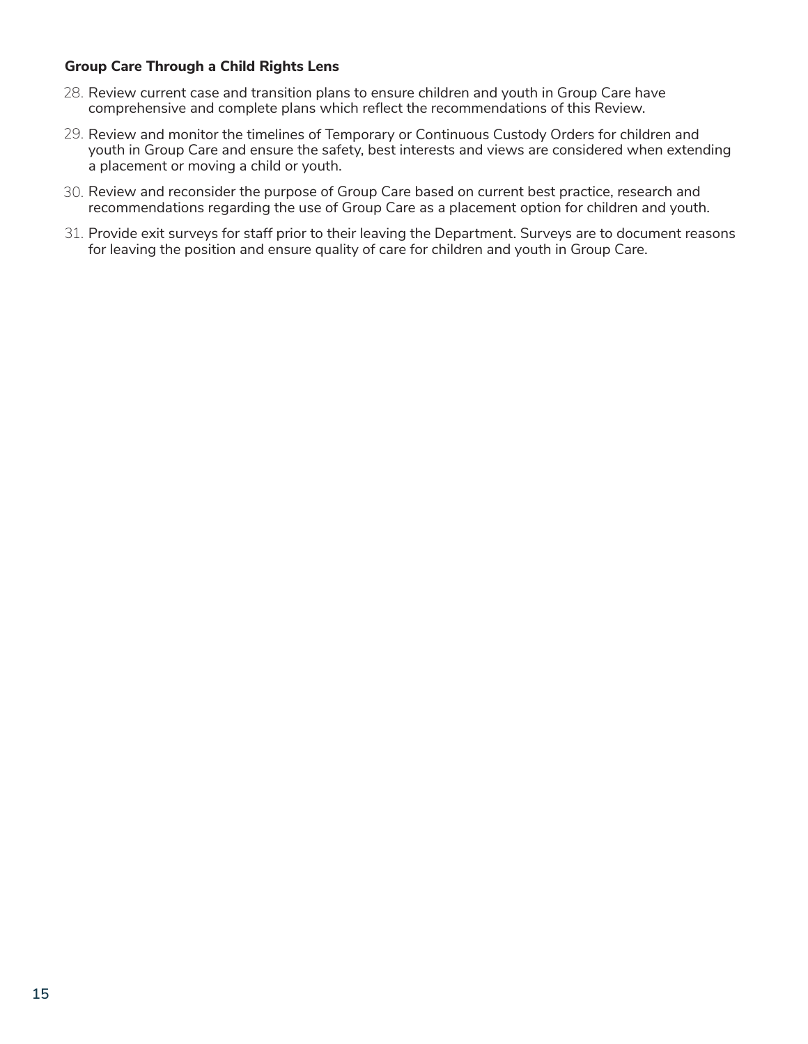**Group Care Through a Child Rights Lens**

28. Review current case and transition plans to ensure children and youth in Group Care have comprehensive and complete plans which reflect the recommendations of this Review.
29. Review and monitor the timelines of Temporary or Continuous Custody Orders for children and youth in Group Care and ensure the safety, best interests and views are considered when extending a placement or moving a child or youth.
30. Review and reconsider the purpose of Group Care based on current best practice, research and recommendations regarding the use of Group Care as a placement option for children and youth.
31. Provide exit surveys for staff prior to their leaving the Department. Surveys are to document reasons for leaving the position and ensure quality of care for children and youth in Group Care.